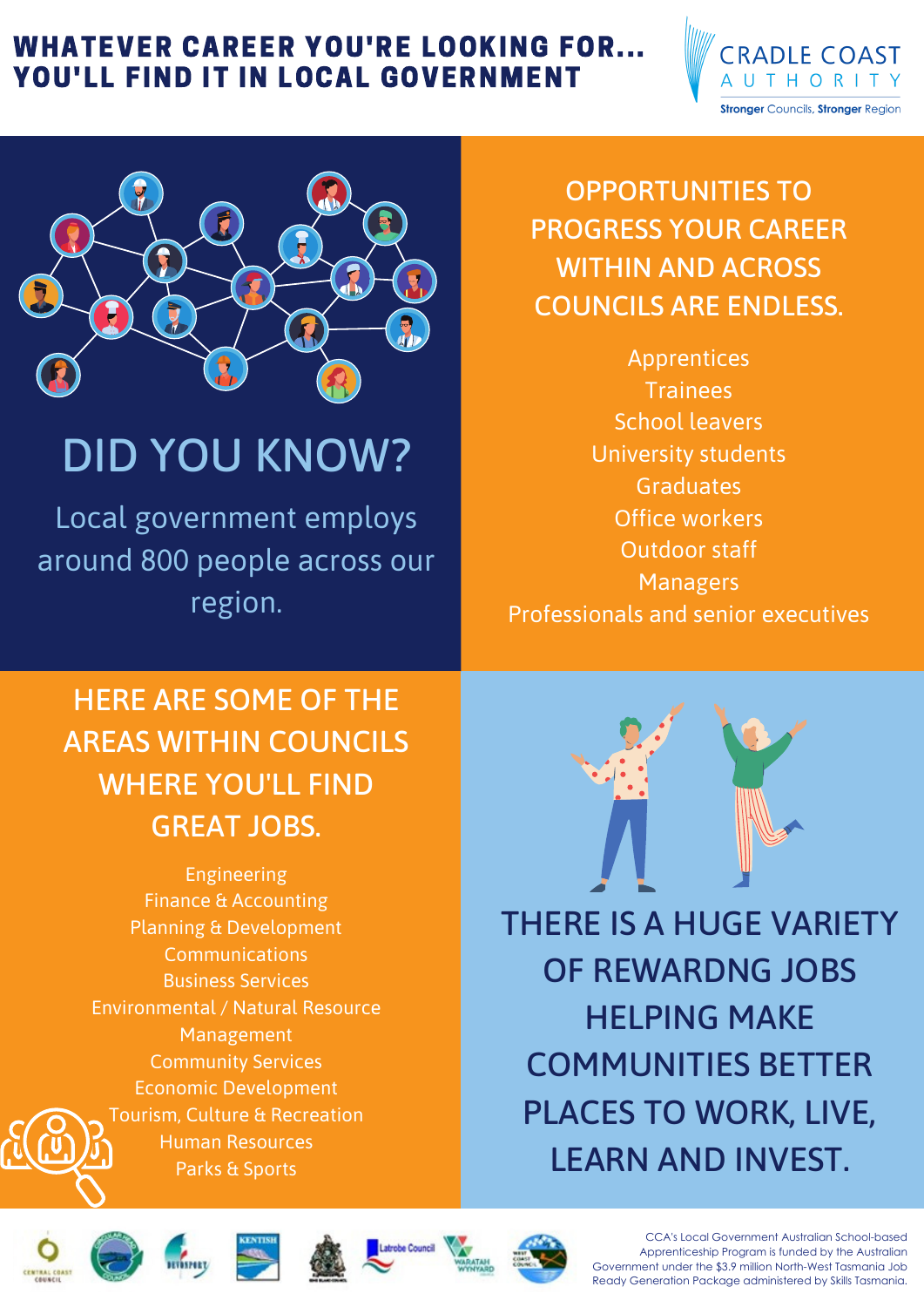# WHATEVER CAREER YOU'RE LOOKING FOR... YOU'LL FIND IT IN LOCAL GOVERNMENT

CRADLE COAST AUTHORITY

Stronger Councils, Stronger Region

## DID YOU KNOW?

Local government employs around 800 people across our region.

## OPPORTUNITIES TO PROGRESS YOUR CAREER WITHIN AND ACROSS COUNCILS ARE ENDLESS.

Apprentices
Trainees
School leavers
University students
Graduates
Office workers
Outdoor staff
Managers
Professionals and senior executives

## HERE ARE SOME OF THE AREAS WITHIN COUNCILS WHERE YOU'LL FIND GREAT JOBS.

Engineering
Finance & Accounting
Planning & Development
Communications
Business Services
Environmental / Natural Resource Management
Community Services
Economic Development
Tourism, Culture & Recreation
Human Resources
Parks & Sports

## THERE IS A HUGE VARIETY OF REWARDNG JOBS HELPING MAKE COMMUNITIES BETTER PLACES TO WORK, LIVE, LEARN AND INVEST.

CCA's Local Government Australian School-based Apprenticeship Program is funded by the Australian Government under the $3.9 million North-West Tasmania Job Ready Generation Package administered by Skills Tasmania.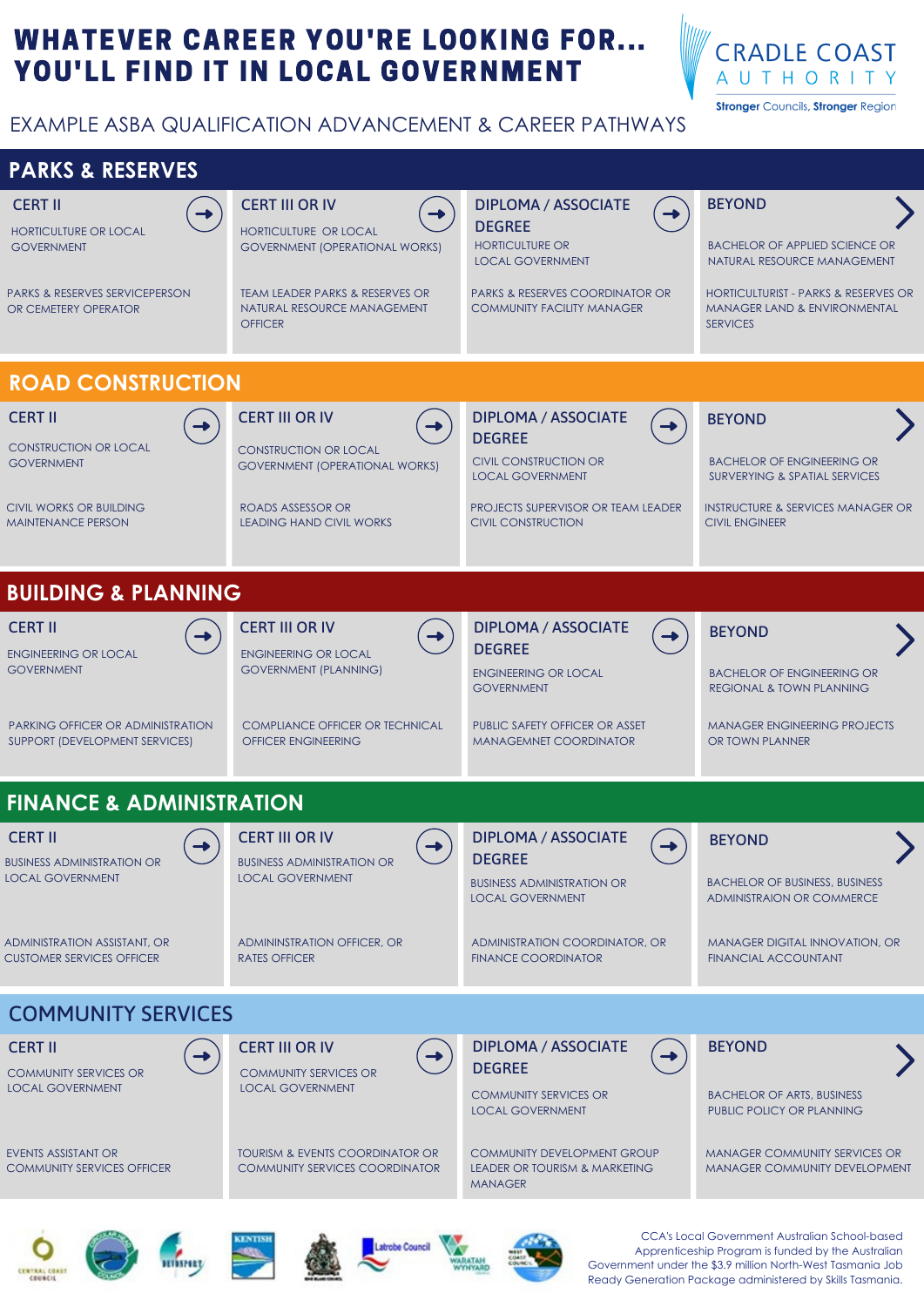# WHATEVER CAREER YOU'RE LOOKING FOR... YOU'LL FIND IT IN LOCAL GOVERNMENT

CRADLE COAST AUTHORITY

**Stronger** Councils, **Stronger** Region

EXAMPLE ASBA QUALIFICATION ADVANCEMENT & CAREER PATHWAYS

## PARKS & RESERVES

| CERT II | CERT III OR IV | DIPLOMA / ASSOCIATE DEGREE | BEYOND |
|---|---|---|---|
| HORTICULTURE OR LOCAL GOVERNMENT | HORTICULTURE OR LOCAL GOVERNMENT (OPERATIONAL WORKS) | HORTICULTURE OR LOCAL GOVERNMENT | BACHELOR OF APPLIED SCIENCE OR NATURAL RESOURCE MANAGEMENT |
| PARKS & RESERVES SERVICEPERSON OR CEMETERY OPERATOR | TEAM LEADER PARKS & RESERVES OR NATURAL RESOURCE MANAGEMENT OFFICER | PARKS & RESERVES COORDINATOR OR COMMUNITY FACILITY MANAGER | HORTICULTURIST - PARKS & RESERVES OR MANAGER LAND & ENVIRONMENTAL SERVICES |

## ROAD CONSTRUCTION

| CERT II | CERT III OR IV | DIPLOMA / ASSOCIATE DEGREE | BEYOND |
|---|---|---|---|
| CONSTRUCTION OR LOCAL GOVERNMENT | CONSTRUCTION OR LOCAL GOVERNMENT (OPERATIONAL WORKS) | CIVIL CONSTRUCTION OR LOCAL GOVERNMENT | BACHELOR OF ENGINEERING OR SURVERYING & SPATIAL SERVICES |
| CIVIL WORKS OR BUILDING MAINTENANCE PERSON | ROADS ASSESSOR OR LEADING HAND CIVIL WORKS | PROJECTS SUPERVISOR OR TEAM LEADER CIVIL CONSTRUCTION | INSTRUCTURE & SERVICES MANAGER OR CIVIL ENGINEER |

## BUILDING & PLANNING

| CERT II | CERT III OR IV | DIPLOMA / ASSOCIATE DEGREE | BEYOND |
|---|---|---|---|
| ENGINEERING OR LOCAL GOVERNMENT | ENGINEERING OR LOCAL GOVERNMENT (PLANNING) | ENGINEERING OR LOCAL GOVERNMENT | BACHELOR OF ENGINEERING OR REGIONAL & TOWN PLANNING |
| PARKING OFFICER OR ADMINISTRATION SUPPORT (DEVELOPMENT SERVICES) | COMPLIANCE OFFICER OR TECHNICAL OFFICER ENGINEERING | PUBLIC SAFETY OFFICER OR ASSET MANAGEMNET COORDINATOR | MANAGER ENGINEERING PROJECTS OR TOWN PLANNER |

## FINANCE & ADMINISTRATION

| CERT II | CERT III OR IV | DIPLOMA / ASSOCIATE DEGREE | BEYOND |
|---|---|---|---|
| BUSINESS ADMINISTRATION OR LOCAL GOVERNMENT | BUSINESS ADMINISTRATION OR LOCAL GOVERNMENT | BUSINESS ADMINISTRATION OR LOCAL GOVERNMENT | BACHELOR OF BUSINESS, BUSINESS ADMINISTRAION OR COMMERCE |
| ADMINISTRATION ASSISTANT, OR CUSTOMER SERVICES OFFICER | ADMININSTRATION OFFICER, OR RATES OFFICER | ADMINISTRATION COORDINATOR, OR FINANCE COORDINATOR | MANAGER DIGITAL INNOVATION, OR FINANCIAL ACCOUNTANT |

## COMMUNITY SERVICES

| CERT II | CERT III OR IV | DIPLOMA / ASSOCIATE DEGREE | BEYOND |
|---|---|---|---|
| COMMUNITY SERVICES OR LOCAL GOVERNMENT | COMMUNITY SERVICES OR LOCAL GOVERNMENT | COMMUNITY SERVICES OR LOCAL GOVERNMENT | BACHELOR OF ARTS, BUSINESS PUBLIC POLICY OR PLANNING |
| EVENTS ASSISTANT OR COMMUNITY SERVICES OFFICER | TOURISM & EVENTS COORDINATOR OR COMMUNITY SERVICES COORDINATOR | COMMUNITY DEVELOPMENT GROUP LEADER OR TOURISM & MARKETING MANAGER | MANAGER COMMUNITY SERVICES OR MANAGER COMMUNITY DEVELOPMENT |

CCA's Local Government Australian School-based Apprenticeship Program is funded by the Australian Government under the $3.9 million North-West Tasmania Job Ready Generation Package administered by Skills Tasmania.